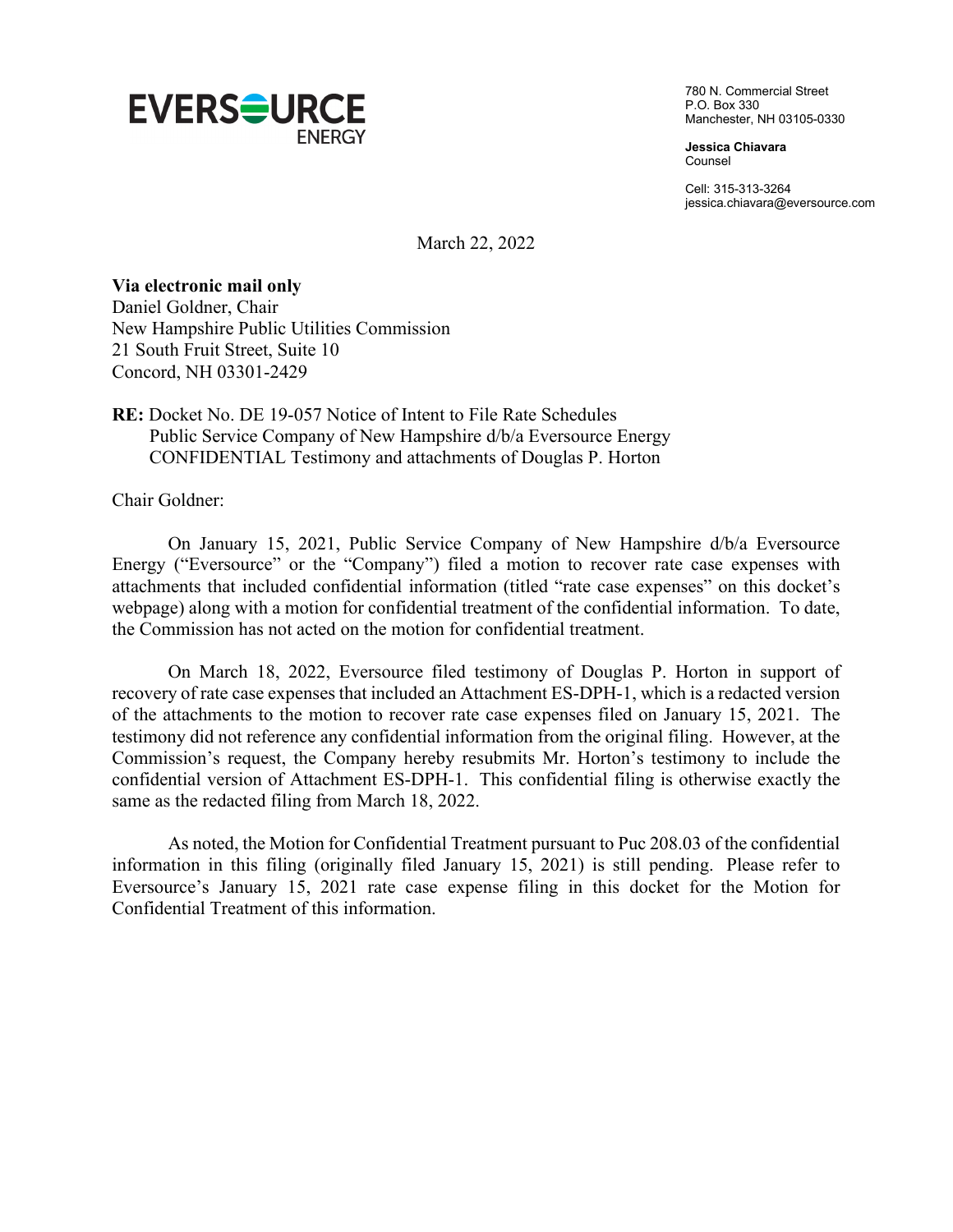EVERSOURCE ENERGY

780 N. Commercial Street
P.O. Box 330
Manchester, NH 03105-0330

**Jessica Chiavara**
Counsel

Cell: 315-313-3264
jessica.chiavara@eversource.com

March 22, 2022

**Via electronic mail only**
Daniel Goldner, Chair
New Hampshire Public Utilities Commission
21 South Fruit Street, Suite 10
Concord, NH 03301-2429

**RE:** Docket No. DE 19-057 Notice of Intent to File Rate Schedules
Public Service Company of New Hampshire d/b/a Eversource Energy
CONFIDENTIAL Testimony and attachments of Douglas P. Horton

Chair Goldner:

On January 15, 2021, Public Service Company of New Hampshire d/b/a Eversource Energy ("Eversource" or the "Company") filed a motion to recover rate case expenses with attachments that included confidential information (titled "rate case expenses" on this docket's webpage) along with a motion for confidential treatment of the confidential information. To date, the Commission has not acted on the motion for confidential treatment.

On March 18, 2022, Eversource filed testimony of Douglas P. Horton in support of recovery of rate case expenses that included an Attachment ES-DPH-1, which is a redacted version of the attachments to the motion to recover rate case expenses filed on January 15, 2021. The testimony did not reference any confidential information from the original filing. However, at the Commission's request, the Company hereby resubmits Mr. Horton's testimony to include the confidential version of Attachment ES-DPH-1. This confidential filing is otherwise exactly the same as the redacted filing from March 18, 2022.

As noted, the Motion for Confidential Treatment pursuant to Puc 208.03 of the confidential information in this filing (originally filed January 15, 2021) is still pending. Please refer to Eversource's January 15, 2021 rate case expense filing in this docket for the Motion for Confidential Treatment of this information.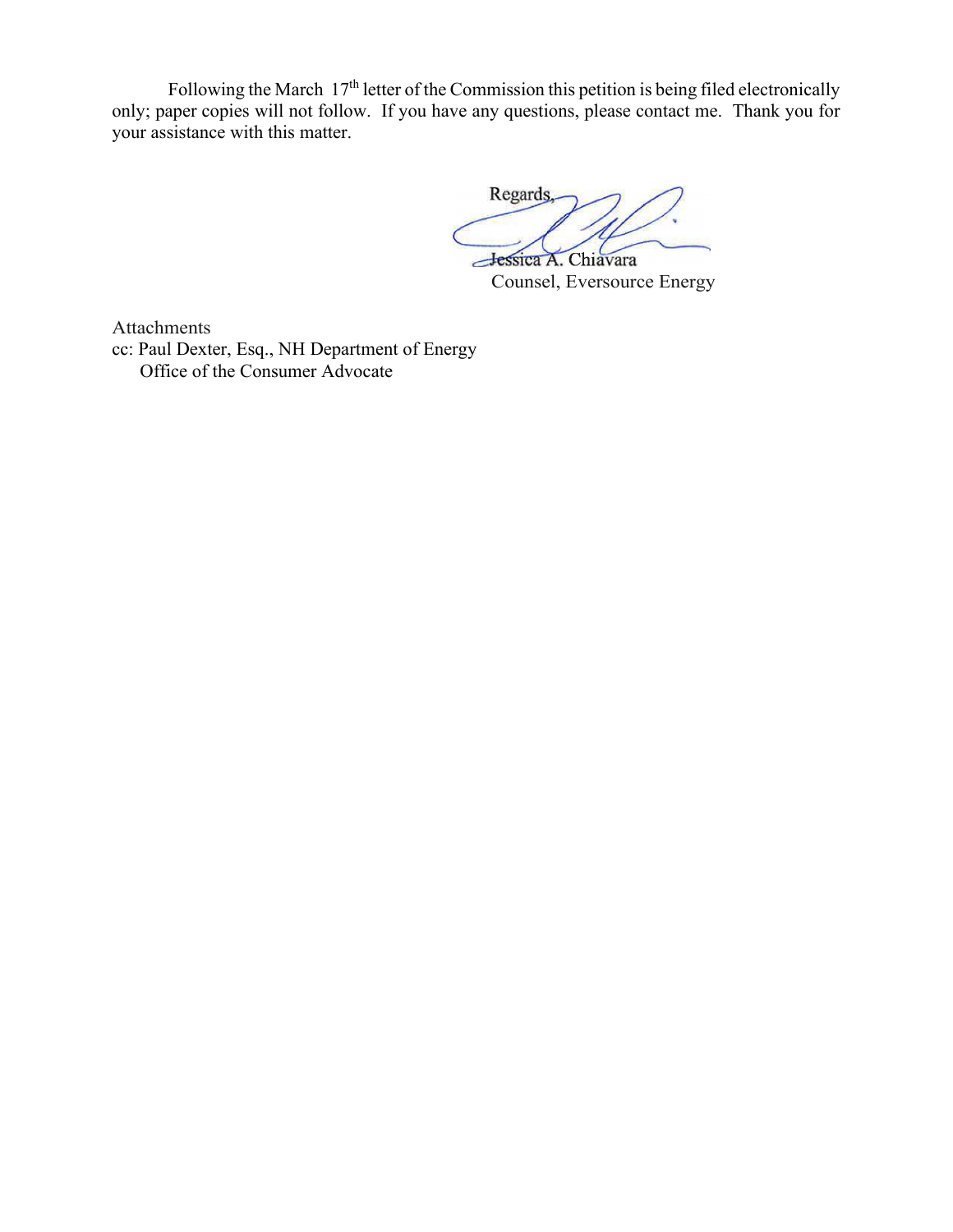Following the March 17th letter of the Commission this petition is being filed electronically only; paper copies will not follow. If you have any questions, please contact me. Thank you for your assistance with this matter.

Regards,

Jessica A. Chiavara
Counsel, Eversource Energy

Attachments
cc: Paul Dexter, Esq., NH Department of Energy
Office of the Consumer Advocate